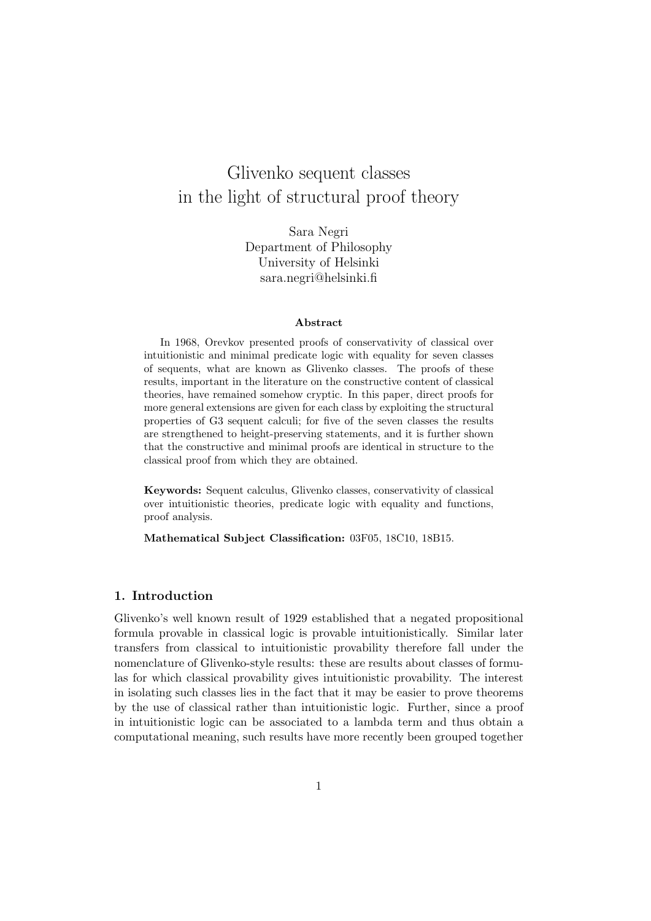# Glivenko sequent classes in the light of structural proof theory

Sara Negri
Department of Philosophy
University of Helsinki
sara.negri@helsinki.fi

### Abstract

In 1968, Orevkov presented proofs of conservativity of classical over intuitionistic and minimal predicate logic with equality for seven classes of sequents, what are known as Glivenko classes. The proofs of these results, important in the literature on the constructive content of classical theories, have remained somehow cryptic. In this paper, direct proofs for more general extensions are given for each class by exploiting the structural properties of G3 sequent calculi; for five of the seven classes the results are strengthened to height-preserving statements, and it is further shown that the constructive and minimal proofs are identical in structure to the classical proof from which they are obtained.

**Keywords:** Sequent calculus, Glivenko classes, conservativity of classical over intuitionistic theories, predicate logic with equality and functions, proof analysis.

**Mathematical Subject Classification:** 03F05, 18C10, 18B15.

## 1. Introduction

Glivenko's well known result of 1929 established that a negated propositional formula provable in classical logic is provable intuitionistically. Similar later transfers from classical to intuitionistic provability therefore fall under the nomenclature of Glivenko-style results: these are results about classes of formulas for which classical provability gives intuitionistic provability. The interest in isolating such classes lies in the fact that it may be easier to prove theorems by the use of classical rather than intuitionistic logic. Further, since a proof in intuitionistic logic can be associated to a lambda term and thus obtain a computational meaning, such results have more recently been grouped together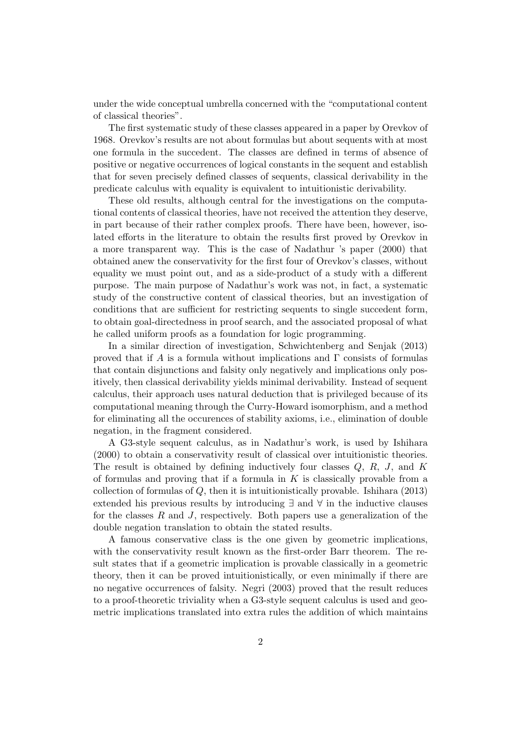under the wide conceptual umbrella concerned with the "computational content of classical theories".

The first systematic study of these classes appeared in a paper by Orevkov of 1968. Orevkov's results are not about formulas but about sequents with at most one formula in the succedent. The classes are defined in terms of absence of positive or negative occurrences of logical constants in the sequent and establish that for seven precisely defined classes of sequents, classical derivability in the predicate calculus with equality is equivalent to intuitionistic derivability.

These old results, although central for the investigations on the computational contents of classical theories, have not received the attention they deserve, in part because of their rather complex proofs. There have been, however, isolated efforts in the literature to obtain the results first proved by Orevkov in a more transparent way. This is the case of Nadathur 's paper (2000) that obtained anew the conservativity for the first four of Orevkov's classes, without equality we must point out, and as a side-product of a study with a different purpose. The main purpose of Nadathur's work was not, in fact, a systematic study of the constructive content of classical theories, but an investigation of conditions that are sufficient for restricting sequents to single succedent form, to obtain goal-directedness in proof search, and the associated proposal of what he called uniform proofs as a foundation for logic programming.

In a similar direction of investigation, Schwichtenberg and Senjak (2013) proved that if $A$ is a formula without implications and $\Gamma$ consists of formulas that contain disjunctions and falsity only negatively and implications only positively, then classical derivability yields minimal derivability. Instead of sequent calculus, their approach uses natural deduction that is privileged because of its computational meaning through the Curry-Howard isomorphism, and a method for eliminating all the occurences of stability axioms, i.e., elimination of double negation, in the fragment considered.

A G3-style sequent calculus, as in Nadathur's work, is used by Ishihara (2000) to obtain a conservativity result of classical over intuitionistic theories. The result is obtained by defining inductively four classes $Q$, $R$, $J$, and $K$ of formulas and proving that if a formula in $K$ is classically provable from a collection of formulas of $Q$, then it is intuitionistically provable. Ishihara (2013) extended his previous results by introducing $\exists$ and $\forall$ in the inductive clauses for the classes $R$ and $J$, respectively. Both papers use a generalization of the double negation translation to obtain the stated results.

A famous conservative class is the one given by geometric implications, with the conservativity result known as the first-order Barr theorem. The result states that if a geometric implication is provable classically in a geometric theory, then it can be proved intuitionistically, or even minimally if there are no negative occurrences of falsity. Negri (2003) proved that the result reduces to a proof-theoretic triviality when a G3-style sequent calculus is used and geometric implications translated into extra rules the addition of which maintains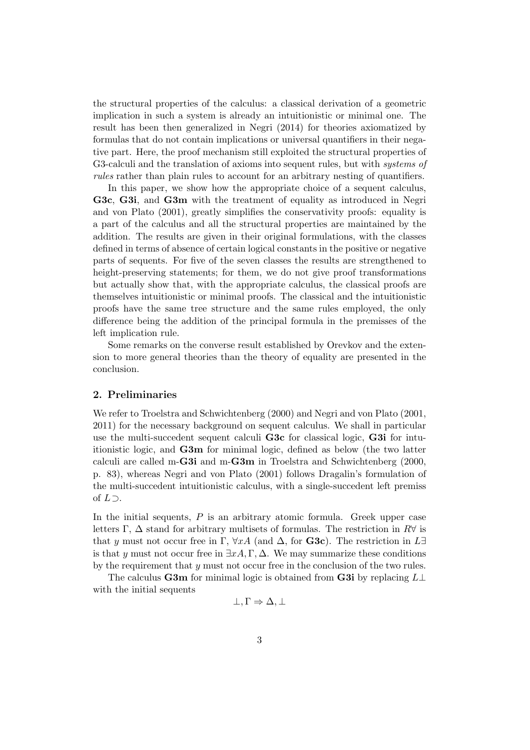the structural properties of the calculus: a classical derivation of a geometric implication in such a system is already an intuitionistic or minimal one. The result has been then generalized in Negri (2014) for theories axiomatized by formulas that do not contain implications or universal quantifiers in their negative part. Here, the proof mechanism still exploited the structural properties of G3-calculi and the translation of axioms into sequent rules, but with *systems of rules* rather than plain rules to account for an arbitrary nesting of quantifiers.

In this paper, we show how the appropriate choice of a sequent calculus, **G3c**, **G3i**, and **G3m** with the treatment of equality as introduced in Negri and von Plato (2001), greatly simplifies the conservativity proofs: equality is a part of the calculus and all the structural properties are maintained by the addition. The results are given in their original formulations, with the classes defined in terms of absence of certain logical constants in the positive or negative parts of sequents. For five of the seven classes the results are strengthened to height-preserving statements; for them, we do not give proof transformations but actually show that, with the appropriate calculus, the classical proofs are themselves intuitionistic or minimal proofs. The classical and the intuitionistic proofs have the same tree structure and the same rules employed, the only difference being the addition of the principal formula in the premisses of the left implication rule.

Some remarks on the converse result established by Orevkov and the extension to more general theories than the theory of equality are presented in the conclusion.

## 2. Preliminaries

We refer to Troelstra and Schwichtenberg (2000) and Negri and von Plato (2001, 2011) for the necessary background on sequent calculus. We shall in particular use the multi-succedent sequent calculi **G3c** for classical logic, **G3i** for intuitionistic logic, and **G3m** for minimal logic, defined as below (the two latter calculi are called m-**G3i** and m-**G3m** in Troelstra and Schwichtenberg (2000, p. 83), whereas Negri and von Plato (2001) follows Dragalin's formulation of the multi-succedent intuitionistic calculus, with a single-succedent left premiss of $L\supset$.

In the initial sequents, $P$ is an arbitrary atomic formula. Greek upper case letters $\Gamma$, $\Delta$ stand for arbitrary multisets of formulas. The restriction in $R\forall$ is that $y$ must not occur free in $\Gamma$, $\forall x A$ (and $\Delta$, for **G3c**). The restriction in $L\exists$ is that $y$ must not occur free in $\exists x A, \Gamma, \Delta$. We may summarize these conditions by the requirement that $y$ must not occur free in the conclusion of the two rules.

The calculus **G3m** for minimal logic is obtained from **G3i** by replacing $L\bot$ with the initial sequents

$$\bot, \Gamma \Rightarrow \Delta, \bot$$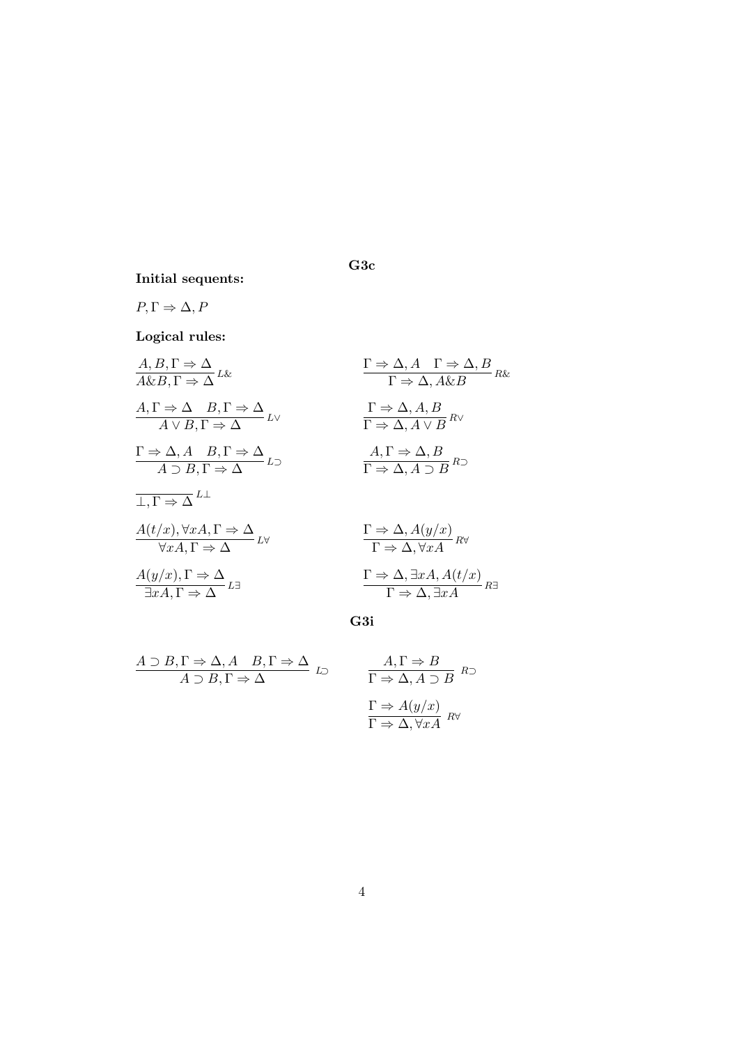## G3c

**Initial sequents:**

$P, \Gamma \Rightarrow \Delta, P$

**Logical rules:**

$$\frac{A, B, \Gamma \Rightarrow \Delta}{A \& B, \Gamma \Rightarrow \Delta} L\& \qquad \frac{\Gamma \Rightarrow \Delta, A \quad \Gamma \Rightarrow \Delta, B}{\Gamma \Rightarrow \Delta, A \& B} R\&$$

$$\frac{A, \Gamma \Rightarrow \Delta \quad B, \Gamma \Rightarrow \Delta}{A \vee B, \Gamma \Rightarrow \Delta} L\vee \qquad \frac{\Gamma \Rightarrow \Delta, A, B}{\Gamma \Rightarrow \Delta, A \vee B} R\vee$$

$$\frac{\Gamma \Rightarrow \Delta, A \quad B, \Gamma \Rightarrow \Delta}{A \supset B, \Gamma \Rightarrow \Delta} L\supset \qquad \frac{A, \Gamma \Rightarrow \Delta, B}{\Gamma \Rightarrow \Delta, A \supset B} R\supset$$

$$\frac{}{\bot, \Gamma \Rightarrow \Delta} L\bot$$

$$\frac{A(t/x), \forall x A, \Gamma \Rightarrow \Delta}{\forall x A, \Gamma \Rightarrow \Delta} L\forall \qquad \frac{\Gamma \Rightarrow \Delta, A(y/x)}{\Gamma \Rightarrow \Delta, \forall x A} R\forall$$

$$\frac{A(y/x), \Gamma \Rightarrow \Delta}{\exists x A, \Gamma \Rightarrow \Delta} L\exists \qquad \frac{\Gamma \Rightarrow \Delta, \exists x A, A(t/x)}{\Gamma \Rightarrow \Delta, \exists x A} R\exists$$

## G3i

$$\frac{A \supset B, \Gamma \Rightarrow \Delta, A \quad B, \Gamma \Rightarrow \Delta}{A \supset B, \Gamma \Rightarrow \Delta} L\supset \qquad \frac{A, \Gamma \Rightarrow B}{\Gamma \Rightarrow \Delta, A \supset B} R\supset$$

$$\frac{\Gamma \Rightarrow A(y/x)}{\Gamma \Rightarrow \Delta, \forall x A} R\forall$$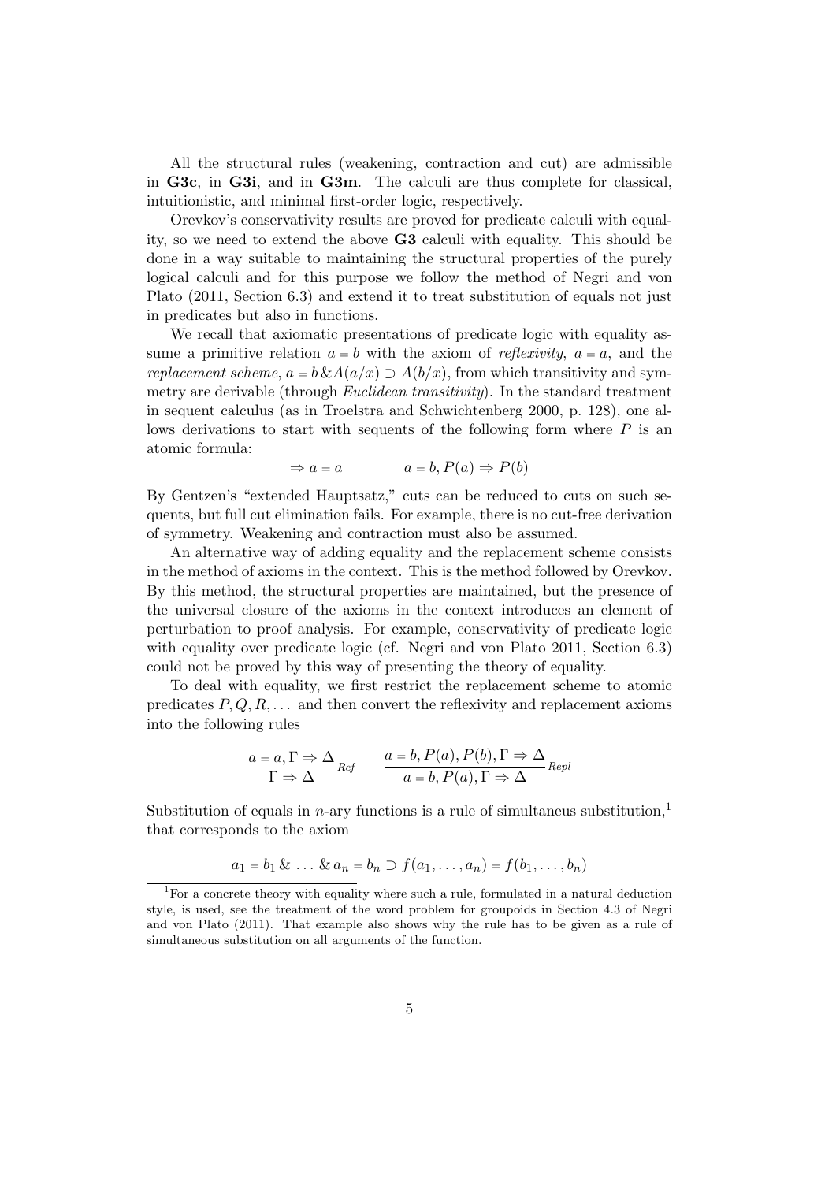All the structural rules (weakening, contraction and cut) are admissible in **G3c**, in **G3i**, and in **G3m**. The calculi are thus complete for classical, intuitionistic, and minimal first-order logic, respectively.

Orevkov's conservativity results are proved for predicate calculi with equality, so we need to extend the above **G3** calculi with equality. This should be done in a way suitable to maintaining the structural properties of the purely logical calculi and for this purpose we follow the method of Negri and von Plato (2011, Section 6.3) and extend it to treat substitution of equals not just in predicates but also in functions.

We recall that axiomatic presentations of predicate logic with equality assume a primitive relation $a = b$ with the axiom of *reflexivity*, $a = a$, and the *replacement scheme*, $a = b \,\&\, A(a/x) \supset A(b/x)$, from which transitivity and symmetry are derivable (through *Euclidean transitivity*). In the standard treatment in sequent calculus (as in Troelstra and Schwichtenberg 2000, p. 128), one allows derivations to start with sequents of the following form where $P$ is an atomic formula:

$$\Rightarrow a = a \qquad\qquad a = b, P(a) \Rightarrow P(b)$$

By Gentzen's "extended Hauptsatz," cuts can be reduced to cuts on such sequents, but full cut elimination fails. For example, there is no cut-free derivation of symmetry. Weakening and contraction must also be assumed.

An alternative way of adding equality and the replacement scheme consists in the method of axioms in the context. This is the method followed by Orevkov. By this method, the structural properties are maintained, but the presence of the universal closure of the axioms in the context introduces an element of perturbation to proof analysis. For example, conservativity of predicate logic with equality over predicate logic (cf. Negri and von Plato 2011, Section 6.3) could not be proved by this way of presenting the theory of equality.

To deal with equality, we first restrict the replacement scheme to atomic predicates $P, Q, R, \ldots$ and then convert the reflexivity and replacement axioms into the following rules

$$\frac{a = a, \Gamma \Rightarrow \Delta}{\Gamma \Rightarrow \Delta}\,{\scriptstyle Ref} \qquad \frac{a = b, P(a), P(b), \Gamma \Rightarrow \Delta}{a = b, P(a), \Gamma \Rightarrow \Delta}\,{\scriptstyle Repl}$$

Substitution of equals in $n$-ary functions is a rule of simultaneous substitution,[1] that corresponds to the axiom

$$a_1 = b_1 \,\&\, \ldots \,\&\, a_n = b_n \supset f(a_1, \ldots, a_n) = f(b_1, \ldots, b_n)$$

[1] For a concrete theory with equality where such a rule, formulated in a natural deduction style, is used, see the treatment of the word problem for groupoids in Section 4.3 of Negri and von Plato (2011). That example also shows why the rule has to be given as a rule of simultaneous substitution on all arguments of the function.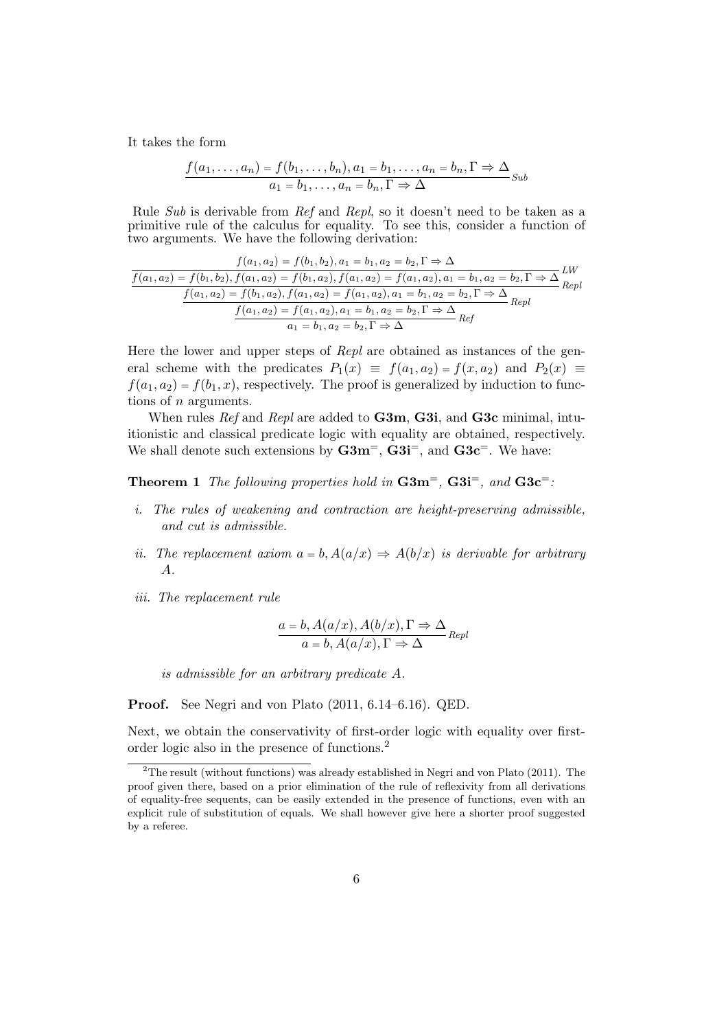It takes the form

$$\frac{f(a_1,\dots,a_n) = f(b_1,\dots,b_n), a_1 = b_1,\dots,a_n = b_n, \Gamma \Rightarrow \Delta}{a_1 = b_1,\dots,a_n = b_n, \Gamma \Rightarrow \Delta}\,{\scriptstyle Sub}$$

Rule *Sub* is derivable from *Ref* and *Repl*, so it doesn't need to be taken as a primitive rule of the calculus for equality. To see this, consider a function of two arguments. We have the following derivation:

$$\cfrac{\cfrac{\cfrac{\cfrac{f(a_1,a_2) = f(b_1,b_2), a_1 = b_1, a_2 = b_2, \Gamma \Rightarrow \Delta}{f(a_1,a_2) = f(b_1,b_2), f(a_1,a_2) = f(b_1,a_2), f(a_1,a_2) = f(a_1,a_2), a_1 = b_1, a_2 = b_2, \Gamma \Rightarrow \Delta}\,{\scriptstyle LW}}{f(a_1,a_2) = f(b_1,a_2), f(a_1,a_2) = f(a_1,a_2), a_1 = b_1, a_2 = b_2, \Gamma \Rightarrow \Delta}\,{\scriptstyle Repl}}{f(a_1,a_2) = f(a_1,a_2), a_1 = b_1, a_2 = b_2, \Gamma \Rightarrow \Delta}\,{\scriptstyle Repl}}{a_1 = b_1, a_2 = b_2, \Gamma \Rightarrow \Delta}\,{\scriptstyle Ref}$$

Here the lower and upper steps of *Repl* are obtained as instances of the general scheme with the predicates $P_1(x) \equiv f(a_1,a_2) = f(x,a_2)$ and $P_2(x) \equiv f(a_1,a_2) = f(b_1,x)$, respectively. The proof is generalized by induction to functions of $n$ arguments.

When rules *Ref* and *Repl* are added to **G3m**, **G3i**, and **G3c** minimal, intuitionistic and classical predicate logic with equality are obtained, respectively. We shall denote such extensions by $\mathbf{G3m}^{=}$, $\mathbf{G3i}^{=}$, and $\mathbf{G3c}^{=}$. We have:

**Theorem 1** *The following properties hold in* $\mathbf{G3m}^{=}$*,* $\mathbf{G3i}^{=}$*, and* $\mathbf{G3c}^{=}$*:*

*i. The rules of weakening and contraction are height-preserving admissible, and cut is admissible.*

*ii. The replacement axiom* $a = b, A(a/x) \Rightarrow A(b/x)$ *is derivable for arbitrary* $A$*.*

*iii. The replacement rule*

$$\frac{a = b, A(a/x), A(b/x), \Gamma \Rightarrow \Delta}{a = b, A(a/x), \Gamma \Rightarrow \Delta}\,{\scriptstyle Repl}$$

*is admissible for an arbitrary predicate* $A$*.*

**Proof.** See Negri and von Plato (2011, 6.14–6.16). QED.

Next, we obtain the conservativity of first-order logic with equality over first-order logic also in the presence of functions.[2]

[2] The result (without functions) was already established in Negri and von Plato (2011). The proof given there, based on a prior elimination of the rule of reflexivity from all derivations of equality-free sequents, can be easily extended in the presence of functions, even with an explicit rule of substitution of equals. We shall however give here a shorter proof suggested by a referee.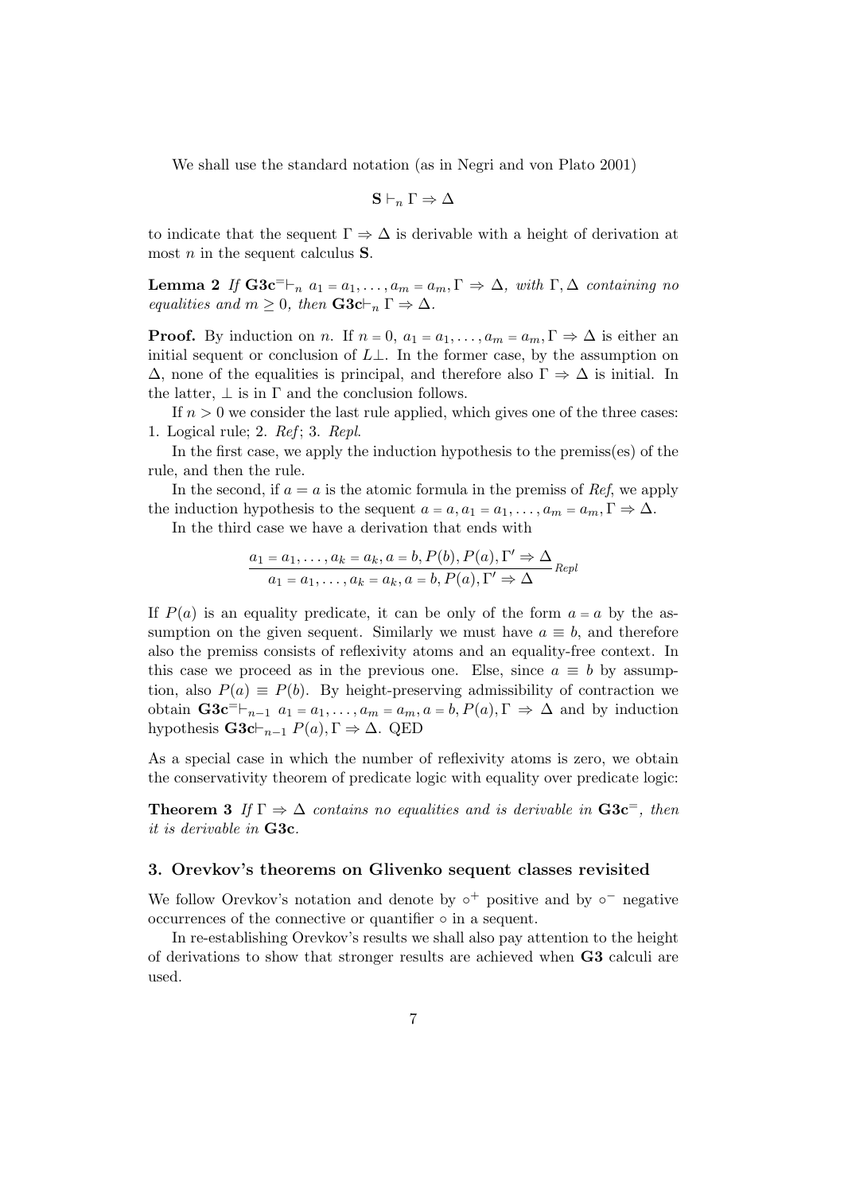We shall use the standard notation (as in Negri and von Plato 2001)

$$\mathbf{S} \vdash_n \Gamma \Rightarrow \Delta$$

to indicate that the sequent $\Gamma \Rightarrow \Delta$ is derivable with a height of derivation at most $n$ in the sequent calculus $\mathbf{S}$.

**Lemma 2** *If* $\mathbf{G3c}^{=}\vdash_n a_1 = a_1, \dots, a_m = a_m, \Gamma \Rightarrow \Delta$*, with* $\Gamma, \Delta$ *containing no equalities and* $m \geq 0$*, then* $\mathbf{G3c}\vdash_n \Gamma \Rightarrow \Delta$*.*

**Proof.** By induction on $n$. If $n = 0$, $a_1 = a_1, \dots, a_m = a_m, \Gamma \Rightarrow \Delta$ is either an initial sequent or conclusion of $L\bot$. In the former case, by the assumption on $\Delta$, none of the equalities is principal, and therefore also $\Gamma \Rightarrow \Delta$ is initial. In the latter, $\bot$ is in $\Gamma$ and the conclusion follows.

If $n > 0$ we consider the last rule applied, which gives one of the three cases: 1. Logical rule; 2. *Ref*; 3. *Repl*.

In the first case, we apply the induction hypothesis to the premiss(es) of the rule, and then the rule.

In the second, if $a = a$ is the atomic formula in the premiss of *Ref*, we apply the induction hypothesis to the sequent $a = a, a_1 = a_1, \dots, a_m = a_m, \Gamma \Rightarrow \Delta$.

In the third case we have a derivation that ends with

$$\frac{a_1 = a_1, \dots, a_k = a_k, a = b, P(b), P(a), \Gamma' \Rightarrow \Delta}{a_1 = a_1, \dots, a_k = a_k, a = b, P(a), \Gamma' \Rightarrow \Delta}\,\textit{Repl}$$

If $P(a)$ is an equality predicate, it can be only of the form $a = a$ by the assumption on the given sequent. Similarly we must have $a \equiv b$, and therefore also the premiss consists of reflexivity atoms and an equality-free context. In this case we proceed as in the previous one. Else, since $a \equiv b$ by assumption, also $P(a) \equiv P(b)$. By height-preserving admissibility of contraction we obtain $\mathbf{G3c}^{=}\vdash_{n-1} a_1 = a_1, \dots, a_m = a_m, a = b, P(a), \Gamma \Rightarrow \Delta$ and by induction hypothesis $\mathbf{G3c}\vdash_{n-1} P(a), \Gamma \Rightarrow \Delta$. QED

As a special case in which the number of reflexivity atoms is zero, we obtain the conservativity theorem of predicate logic with equality over predicate logic:

**Theorem 3** *If* $\Gamma \Rightarrow \Delta$ *contains no equalities and is derivable in* $\mathbf{G3c}^{=}$*, then it is derivable in* $\mathbf{G3c}$*.*

## 3. Orevkov's theorems on Glivenko sequent classes revisited

We follow Orevkov's notation and denote by $\circ^{+}$ positive and by $\circ^{-}$ negative occurrences of the connective or quantifier $\circ$ in a sequent.

In re-establishing Orevkov's results we shall also pay attention to the height of derivations to show that stronger results are achieved when **G3** calculi are used.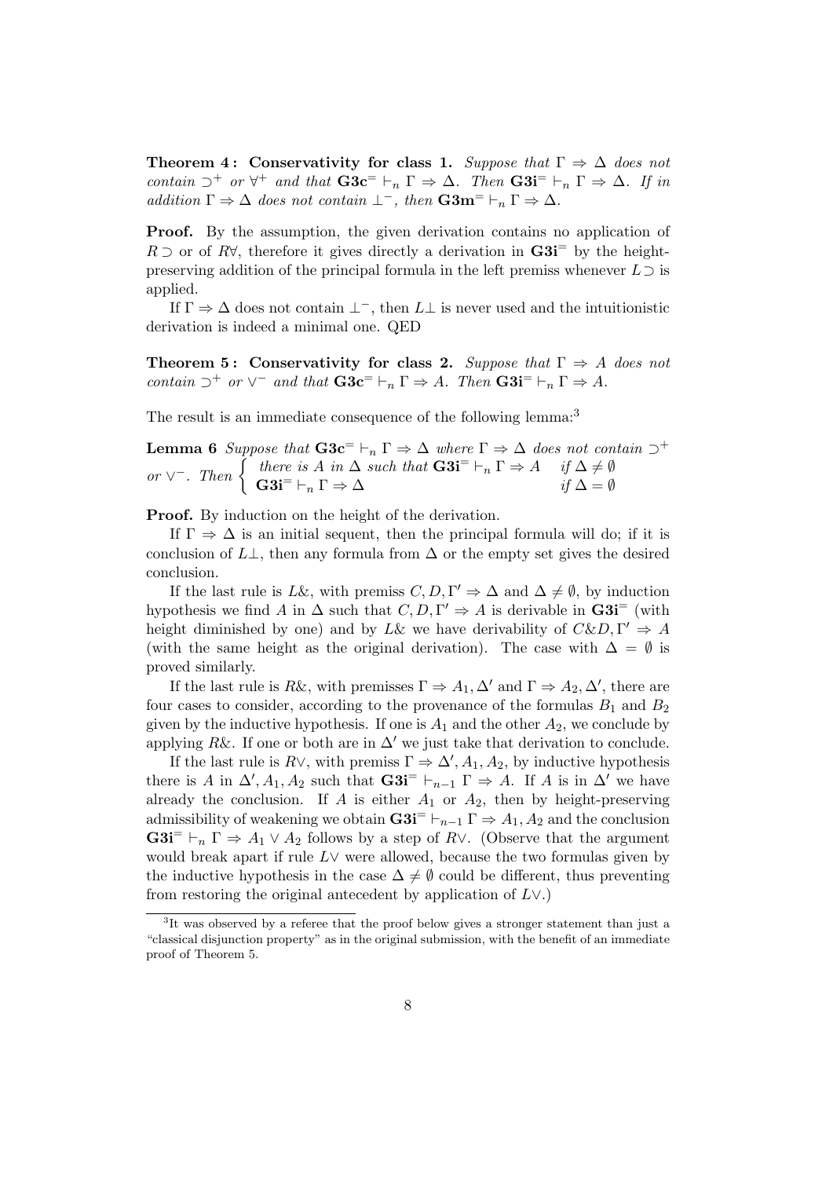**Theorem 4 : Conservativity for class 1.** *Suppose that* $\Gamma \Rightarrow \Delta$ *does not contain* $\supset^+$ *or* $\forall^+$ *and that* $\mathbf{G3c}^= \vdash_n \Gamma \Rightarrow \Delta$*. Then* $\mathbf{G3i}^= \vdash_n \Gamma \Rightarrow \Delta$*. If in addition* $\Gamma \Rightarrow \Delta$ *does not contain* $\bot^-$*, then* $\mathbf{G3m}^= \vdash_n \Gamma \Rightarrow \Delta$*.*

**Proof.** By the assumption, the given derivation contains no application of $R\supset$ or of $R\forall$, therefore it gives directly a derivation in $\mathbf{G3i}^=$ by the height-preserving addition of the principal formula in the left premiss whenever $L\supset$ is applied.

If $\Gamma \Rightarrow \Delta$ does not contain $\bot^-$, then $L\bot$ is never used and the intuitionistic derivation is indeed a minimal one. QED

**Theorem 5 : Conservativity for class 2.** *Suppose that* $\Gamma \Rightarrow A$ *does not contain* $\supset^+$ *or* $\vee^-$ *and that* $\mathbf{G3c}^= \vdash_n \Gamma \Rightarrow A$*. Then* $\mathbf{G3i}^= \vdash_n \Gamma \Rightarrow A$*.*

The result is an immediate consequence of the following lemma:[3]

**Lemma 6** *Suppose that* $\mathbf{G3c}^= \vdash_n \Gamma \Rightarrow \Delta$ *where* $\Gamma \Rightarrow \Delta$ *does not contain* $\supset^+$ *or* $\vee^-$*. Then* $\begin{cases} \text{there is } A \text{ in } \Delta \text{ such that } \mathbf{G3i}^= \vdash_n \Gamma \Rightarrow A & \text{if } \Delta \neq \emptyset \\ \mathbf{G3i}^= \vdash_n \Gamma \Rightarrow \Delta & \text{if } \Delta = \emptyset \end{cases}$

**Proof.** By induction on the height of the derivation.

If $\Gamma \Rightarrow \Delta$ is an initial sequent, then the principal formula will do; if it is conclusion of $L\bot$, then any formula from $\Delta$ or the empty set gives the desired conclusion.

If the last rule is $L\&$, with premiss $C, D, \Gamma' \Rightarrow \Delta$ and $\Delta \neq \emptyset$, by induction hypothesis we find $A$ in $\Delta$ such that $C, D, \Gamma' \Rightarrow A$ is derivable in $\mathbf{G3i}^=$ (with height diminished by one) and by $L\&$ we have derivability of $C\&D, \Gamma' \Rightarrow A$ (with the same height as the original derivation). The case with $\Delta = \emptyset$ is proved similarly.

If the last rule is $R\&$, with premisses $\Gamma \Rightarrow A_1, \Delta'$ and $\Gamma \Rightarrow A_2, \Delta'$, there are four cases to consider, according to the provenance of the formulas $B_1$ and $B_2$ given by the inductive hypothesis. If one is $A_1$ and the other $A_2$, we conclude by applying $R\&$. If one or both are in $\Delta'$ we just take that derivation to conclude.

If the last rule is $R\vee$, with premiss $\Gamma \Rightarrow \Delta', A_1, A_2$, by inductive hypothesis there is $A$ in $\Delta', A_1, A_2$ such that $\mathbf{G3i}^= \vdash_{n-1} \Gamma \Rightarrow A$. If $A$ is in $\Delta'$ we have already the conclusion. If $A$ is either $A_1$ or $A_2$, then by height-preserving admissibility of weakening we obtain $\mathbf{G3i}^= \vdash_{n-1} \Gamma \Rightarrow A_1, A_2$ and the conclusion $\mathbf{G3i}^= \vdash_n \Gamma \Rightarrow A_1 \vee A_2$ follows by a step of $R\vee$. (Observe that the argument would break apart if rule $L\vee$ were allowed, because the two formulas given by the inductive hypothesis in the case $\Delta \neq \emptyset$ could be different, thus preventing from restoring the original antecedent by application of $L\vee$.)

[3] It was observed by a referee that the proof below gives a stronger statement than just a "classical disjunction property" as in the original submission, with the benefit of an immediate proof of Theorem 5.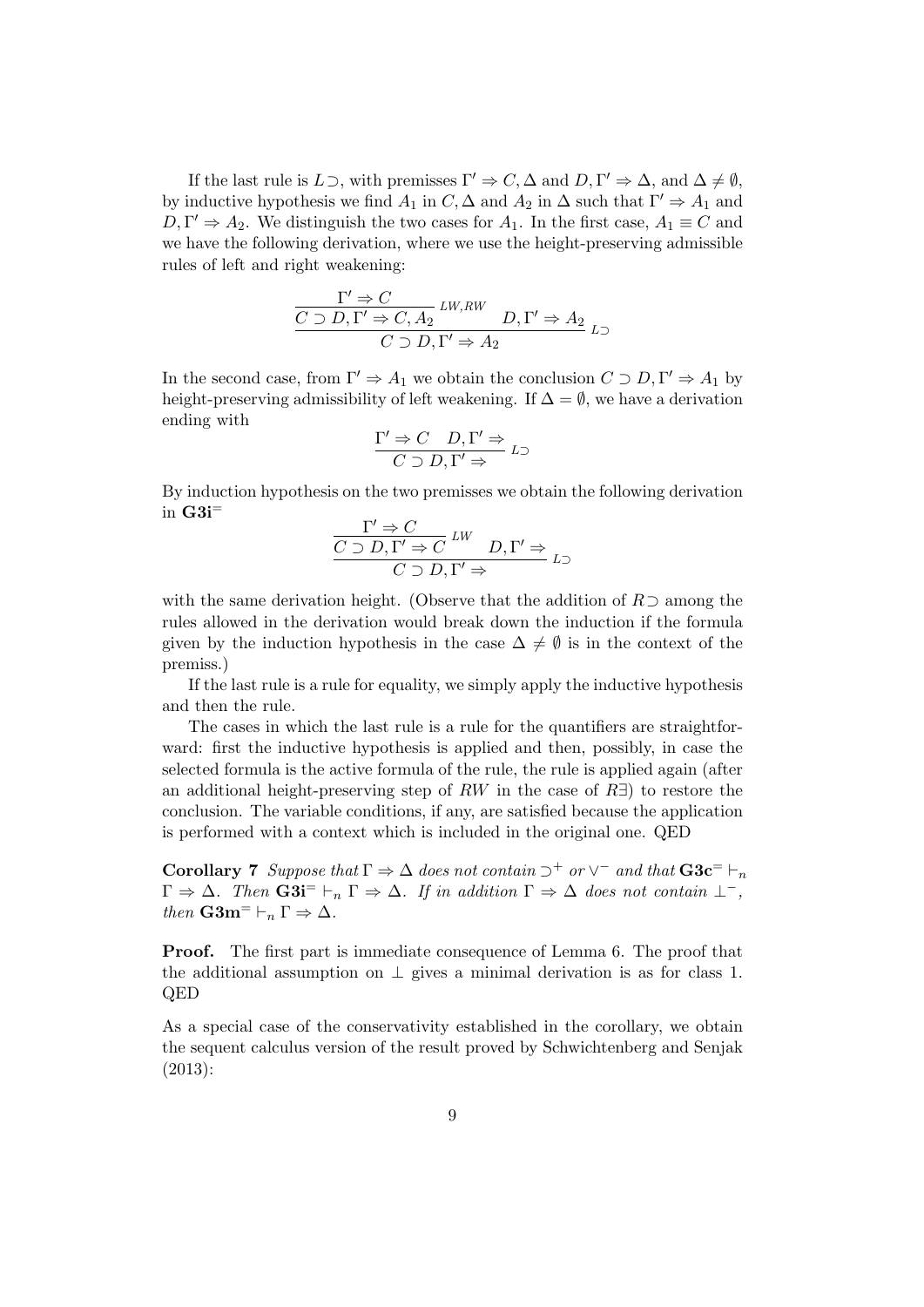If the last rule is $L\supset$, with premisses $\Gamma' \Rightarrow C, \Delta$ and $D, \Gamma' \Rightarrow \Delta$, and $\Delta \neq \emptyset$, by inductive hypothesis we find $A_1$ in $C, \Delta$ and $A_2$ in $\Delta$ such that $\Gamma' \Rightarrow A_1$ and $D, \Gamma' \Rightarrow A_2$. We distinguish the two cases for $A_1$. In the first case, $A_1 \equiv C$ and we have the following derivation, where we use the height-preserving admissible rules of left and right weakening:

$$\dfrac{\dfrac{\Gamma' \Rightarrow C}{C \supset D, \Gamma' \Rightarrow C, A_2}\, {\scriptstyle LW,RW} \qquad D, \Gamma' \Rightarrow A_2}{C \supset D, \Gamma' \Rightarrow A_2}\, {\scriptstyle L\supset}$$

In the second case, from $\Gamma' \Rightarrow A_1$ we obtain the conclusion $C \supset D, \Gamma' \Rightarrow A_1$ by height-preserving admissibility of left weakening. If $\Delta = \emptyset$, we have a derivation ending with

$$\dfrac{\Gamma' \Rightarrow C \quad D, \Gamma' \Rightarrow}{C \supset D, \Gamma' \Rightarrow}\, {\scriptstyle L\supset}$$

By induction hypothesis on the two premisses we obtain the following derivation in $\mathbf{G3i}^{=}$

$$\dfrac{\dfrac{\Gamma' \Rightarrow C}{C \supset D, \Gamma' \Rightarrow C}\, {\scriptstyle LW} \qquad D, \Gamma' \Rightarrow}{C \supset D, \Gamma' \Rightarrow}\, {\scriptstyle L\supset}$$

with the same derivation height. (Observe that the addition of $R\supset$ among the rules allowed in the derivation would break down the induction if the formula given by the induction hypothesis in the case $\Delta \neq \emptyset$ is in the context of the premiss.)

If the last rule is a rule for equality, we simply apply the inductive hypothesis and then the rule.

The cases in which the last rule is a rule for the quantifiers are straightforward: first the inductive hypothesis is applied and then, possibly, in case the selected formula is the active formula of the rule, the rule is applied again (after an additional height-preserving step of $RW$ in the case of $R\exists$) to restore the conclusion. The variable conditions, if any, are satisfied because the application is performed with a context which is included in the original one. QED

**Corollary 7** *Suppose that* $\Gamma \Rightarrow \Delta$ *does not contain* $\supset^{+}$ *or* $\vee^{-}$ *and that* $\mathbf{G3c}^{=} \vdash_n \Gamma \Rightarrow \Delta$*. Then* $\mathbf{G3i}^{=} \vdash_n \Gamma \Rightarrow \Delta$*. If in addition* $\Gamma \Rightarrow \Delta$ *does not contain* $\bot^{-}$*, then* $\mathbf{G3m}^{=} \vdash_n \Gamma \Rightarrow \Delta$*.*

**Proof.** The first part is immediate consequence of Lemma 6. The proof that the additional assumption on $\bot$ gives a minimal derivation is as for class 1. QED

As a special case of the conservativity established in the corollary, we obtain the sequent calculus version of the result proved by Schwichtenberg and Senjak (2013):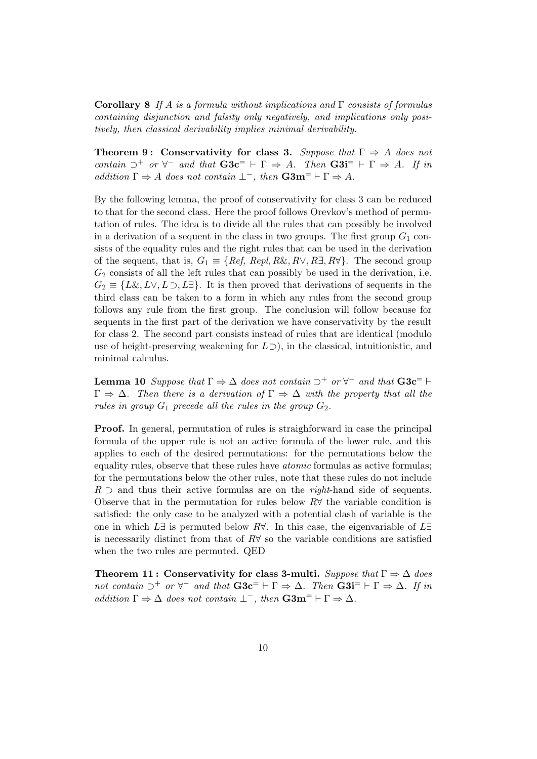**Corollary 8** *If $A$ is a formula without implications and $\Gamma$ consists of formulas containing disjunction and falsity only negatively, and implications only positively, then classical derivability implies minimal derivability.*

**Theorem 9 : Conservativity for class 3.** *Suppose that $\Gamma \Rightarrow A$ does not contain $\supset^+$ or $\forall^-$ and that $\mathbf{G3c}^= \vdash \Gamma \Rightarrow A$. Then $\mathbf{G3i}^= \vdash \Gamma \Rightarrow A$. If in addition $\Gamma \Rightarrow A$ does not contain $\bot^-$, then $\mathbf{G3m}^= \vdash \Gamma \Rightarrow A$.*

By the following lemma, the proof of conservativity for class 3 can be reduced to that for the second class. Here the proof follows Orevkov's method of permutation of rules. The idea is to divide all the rules that can possibly be involved in a derivation of a sequent in the class in two groups. The first group $G_1$ consists of the equality rules and the right rules that can be used in the derivation of the sequent, that is, $G_1 \equiv \{Ref, Repl, R\&, R\vee, R\exists, R\forall\}$. The second group $G_2$ consists of all the left rules that can possibly be used in the derivation, i.e. $G_2 \equiv \{L\&, L\vee, L\supset, L\exists\}$. It is then proved that derivations of sequents in the third class can be taken to a form in which any rules from the second group follows any rule from the first group. The conclusion will follow because for sequents in the first part of the derivation we have conservativity by the result for class 2. The second part consists instead of rules that are identical (modulo use of height-preserving weakening for $L\supset$), in the classical, intuitionistic, and minimal calculus.

**Lemma 10** *Suppose that $\Gamma \Rightarrow \Delta$ does not contain $\supset^+$ or $\forall^-$ and that $\mathbf{G3c}^= \vdash \Gamma \Rightarrow \Delta$. Then there is a derivation of $\Gamma \Rightarrow \Delta$ with the property that all the rules in group $G_1$ precede all the rules in the group $G_2$.*

**Proof.** In general, permutation of rules is straighforward in case the principal formula of the upper rule is not an active formula of the lower rule, and this applies to each of the desired permutations: for the permutations below the equality rules, observe that these rules have *atomic* formulas as active formulas; for the permutations below the other rules, note that these rules do not include $R\supset$ and thus their active formulas are on the *right*-hand side of sequents. Observe that in the permutation for rules below $R\forall$ the variable condition is satisfied: the only case to be analyzed with a potential clash of variable is the one in which $L\exists$ is permuted below $R\forall$. In this case, the eigenvariable of $L\exists$ is necessarily distinct from that of $R\forall$ so the variable conditions are satisfied when the two rules are permuted. QED

**Theorem 11 : Conservativity for class 3-multi.** *Suppose that $\Gamma \Rightarrow \Delta$ does not contain $\supset^+$ or $\forall^-$ and that $\mathbf{G3c}^= \vdash \Gamma \Rightarrow \Delta$. Then $\mathbf{G3i}^= \vdash \Gamma \Rightarrow \Delta$. If in addition $\Gamma \Rightarrow \Delta$ does not contain $\bot^-$, then $\mathbf{G3m}^= \vdash \Gamma \Rightarrow \Delta$.*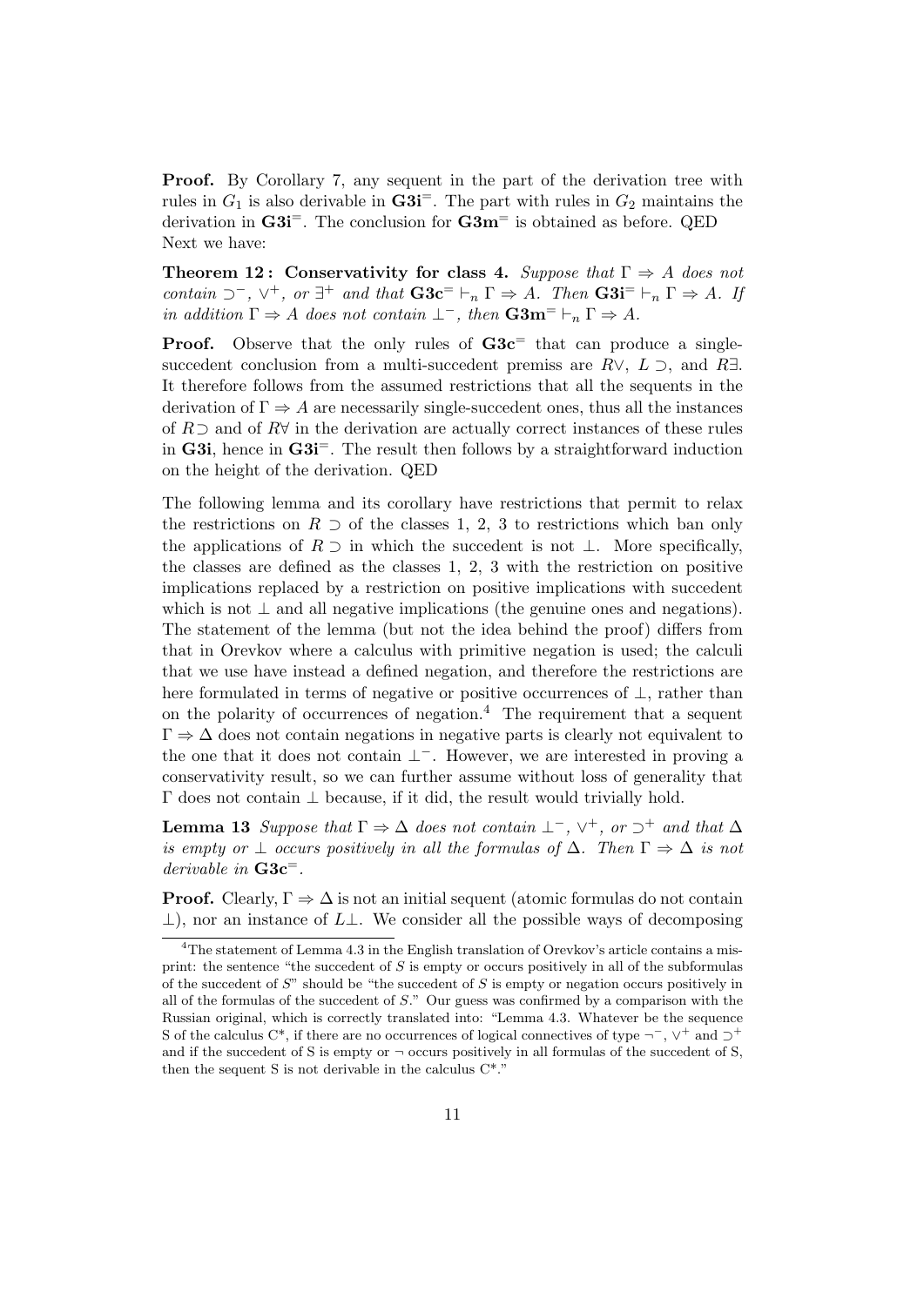**Proof.** By Corollary 7, any sequent in the part of the derivation tree with rules in $G_1$ is also derivable in $\mathbf{G3i}^{=}$. The part with rules in $G_2$ maintains the derivation in $\mathbf{G3i}^{=}$. The conclusion for $\mathbf{G3m}^{=}$ is obtained as before. QED
Next we have:

**Theorem 12 : Conservativity for class 4.** *Suppose that $\Gamma \Rightarrow A$ does not contain $\supset^-$, $\vee^+$, or $\exists^+$ and that $\mathbf{G3c}^{=} \vdash_n \Gamma \Rightarrow A$. Then $\mathbf{G3i}^{=} \vdash_n \Gamma \Rightarrow A$. If in addition $\Gamma \Rightarrow A$ does not contain $\bot^-$, then $\mathbf{G3m}^{=} \vdash_n \Gamma \Rightarrow A$.*

**Proof.** Observe that the only rules of $\mathbf{G3c}^{=}$ that can produce a single-succedent conclusion from a multi-succedent premiss are $R\vee$, $L\supset$, and $R\exists$. It therefore follows from the assumed restrictions that all the sequents in the derivation of $\Gamma \Rightarrow A$ are necessarily single-succedent ones, thus all the instances of $R\supset$ and of $R\forall$ in the derivation are actually correct instances of these rules in $\mathbf{G3i}$, hence in $\mathbf{G3i}^{=}$. The result then follows by a straightforward induction on the height of the derivation. QED

The following lemma and its corollary have restrictions that permit to relax the restrictions on $R\supset$ of the classes 1, 2, 3 to restrictions which ban only the applications of $R\supset$ in which the succedent is not $\bot$. More specifically, the classes are defined as the classes 1, 2, 3 with the restriction on positive implications replaced by a restriction on positive implications with succedent which is not $\bot$ and all negative implications (the genuine ones and negations). The statement of the lemma (but not the idea behind the proof) differs from that in Orevkov where a calculus with primitive negation is used; the calculi that we use have instead a defined negation, and therefore the restrictions are here formulated in terms of negative or positive occurrences of $\bot$, rather than on the polarity of occurrences of negation.[4] The requirement that a sequent $\Gamma \Rightarrow \Delta$ does not contain negations in negative parts is clearly not equivalent to the one that it does not contain $\bot^-$. However, we are interested in proving a conservativity result, so we can further assume without loss of generality that $\Gamma$ does not contain $\bot$ because, if it did, the result would trivially hold.

**Lemma 13** *Suppose that $\Gamma \Rightarrow \Delta$ does not contain $\bot^-$, $\vee^+$, or $\supset^+$ and that $\Delta$ is empty or $\bot$ occurs positively in all the formulas of $\Delta$. Then $\Gamma \Rightarrow \Delta$ is not derivable in $\mathbf{G3c}^{=}$.*

**Proof.** Clearly, $\Gamma \Rightarrow \Delta$ is not an initial sequent (atomic formulas do not contain $\bot$), nor an instance of $L\bot$. We consider all the possible ways of decomposing

[4] The statement of Lemma 4.3 in the English translation of Orevkov's article contains a misprint: the sentence "the succedent of $S$ is empty or occurs positively in all of the subformulas of the succedent of $S$" should be "the succedent of $S$ is empty or negation occurs positively in all of the formulas of the succedent of $S$." Our guess was confirmed by a comparison with the Russian original, which is correctly translated into: "Lemma 4.3. Whatever be the sequence S of the calculus C*, if there are no occurrences of logical connectives of type $\neg^-$, $\vee^+$ and $\supset^+$ and if the succedent of S is empty or $\neg$ occurs positively in all formulas of the succedent of S, then the sequent S is not derivable in the calculus C*."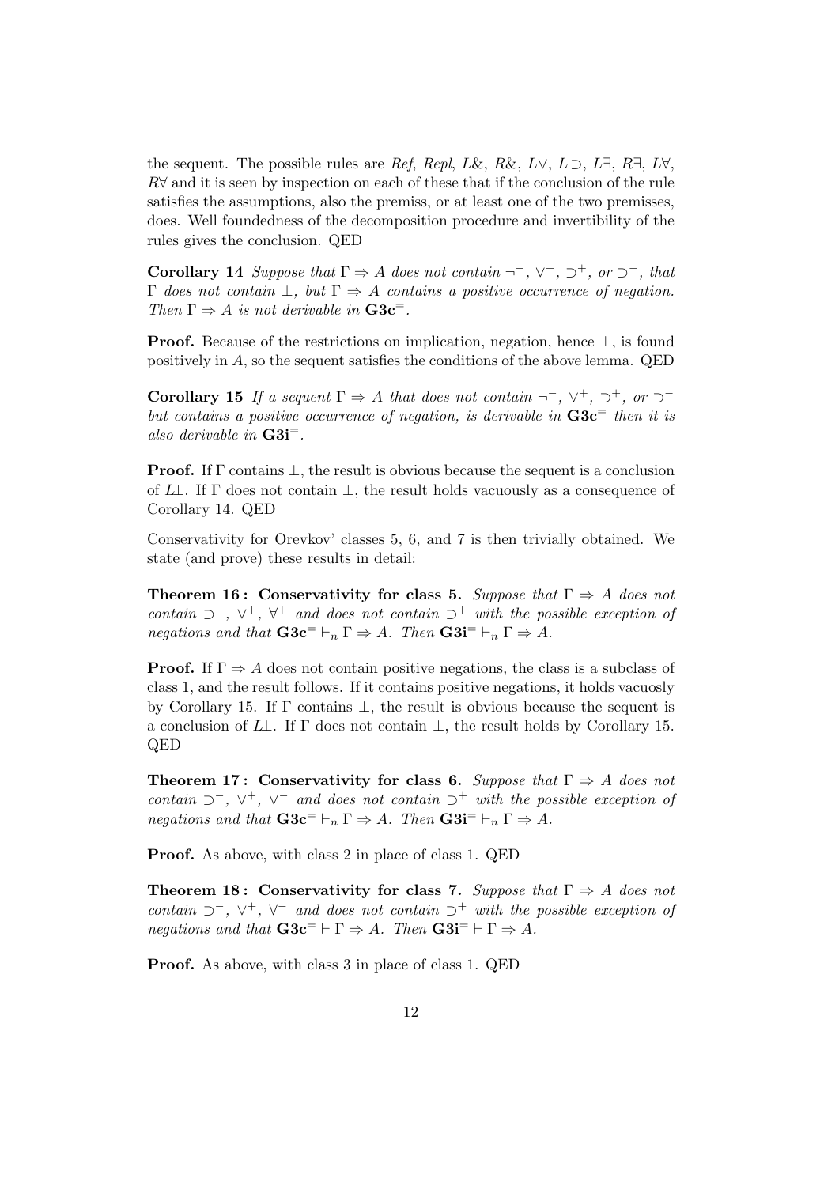the sequent. The possible rules are *Ref*, *Repl*, $L\&$, $R\&$, $L\vee$, $L\supset$, $L\exists$, $R\exists$, $L\forall$, $R\forall$ and it is seen by inspection on each of these that if the conclusion of the rule satisfies the assumptions, also the premiss, or at least one of the two premisses, does. Well foundedness of the decomposition procedure and invertibility of the rules gives the conclusion. QED

**Corollary 14** *Suppose that* $\Gamma \Rightarrow A$ *does not contain* $\neg^-$, $\vee^+$, $\supset^+$, *or* $\supset^-$, *that* $\Gamma$ *does not contain* $\bot$, *but* $\Gamma \Rightarrow A$ *contains a positive occurrence of negation. Then* $\Gamma \Rightarrow A$ *is not derivable in* $\mathbf{G3c}^=$.

**Proof.** Because of the restrictions on implication, negation, hence $\bot$, is found positively in $A$, so the sequent satisfies the conditions of the above lemma. QED

**Corollary 15** *If a sequent* $\Gamma \Rightarrow A$ *that does not contain* $\neg^-$, $\vee^+$, $\supset^+$, *or* $\supset^-$ *but contains a positive occurrence of negation, is derivable in* $\mathbf{G3c}^=$ *then it is also derivable in* $\mathbf{G3i}^=$.

**Proof.** If $\Gamma$ contains $\bot$, the result is obvious because the sequent is a conclusion of $L\bot$. If $\Gamma$ does not contain $\bot$, the result holds vacuously as a consequence of Corollary 14. QED

Conservativity for Orevkov' classes 5, 6, and 7 is then trivially obtained. We state (and prove) these results in detail:

**Theorem 16 : Conservativity for class 5.** *Suppose that* $\Gamma \Rightarrow A$ *does not contain* $\supset^-$, $\vee^+$, $\forall^+$ *and does not contain* $\supset^+$ *with the possible exception of negations and that* $\mathbf{G3c}^= \vdash_n \Gamma \Rightarrow A$. *Then* $\mathbf{G3i}^= \vdash_n \Gamma \Rightarrow A$.

**Proof.** If $\Gamma \Rightarrow A$ does not contain positive negations, the class is a subclass of class 1, and the result follows. If it contains positive negations, it holds vacuosly by Corollary 15. If $\Gamma$ contains $\bot$, the result is obvious because the sequent is a conclusion of $L\bot$. If $\Gamma$ does not contain $\bot$, the result holds by Corollary 15. QED

**Theorem 17 : Conservativity for class 6.** *Suppose that* $\Gamma \Rightarrow A$ *does not contain* $\supset^-$, $\vee^+$, $\vee^-$ *and does not contain* $\supset^+$ *with the possible exception of negations and that* $\mathbf{G3c}^= \vdash_n \Gamma \Rightarrow A$. *Then* $\mathbf{G3i}^= \vdash_n \Gamma \Rightarrow A$.

**Proof.** As above, with class 2 in place of class 1. QED

**Theorem 18 : Conservativity for class 7.** *Suppose that* $\Gamma \Rightarrow A$ *does not contain* $\supset^-$, $\vee^+$, $\forall^-$ *and does not contain* $\supset^+$ *with the possible exception of negations and that* $\mathbf{G3c}^= \vdash \Gamma \Rightarrow A$. *Then* $\mathbf{G3i}^= \vdash \Gamma \Rightarrow A$.

**Proof.** As above, with class 3 in place of class 1. QED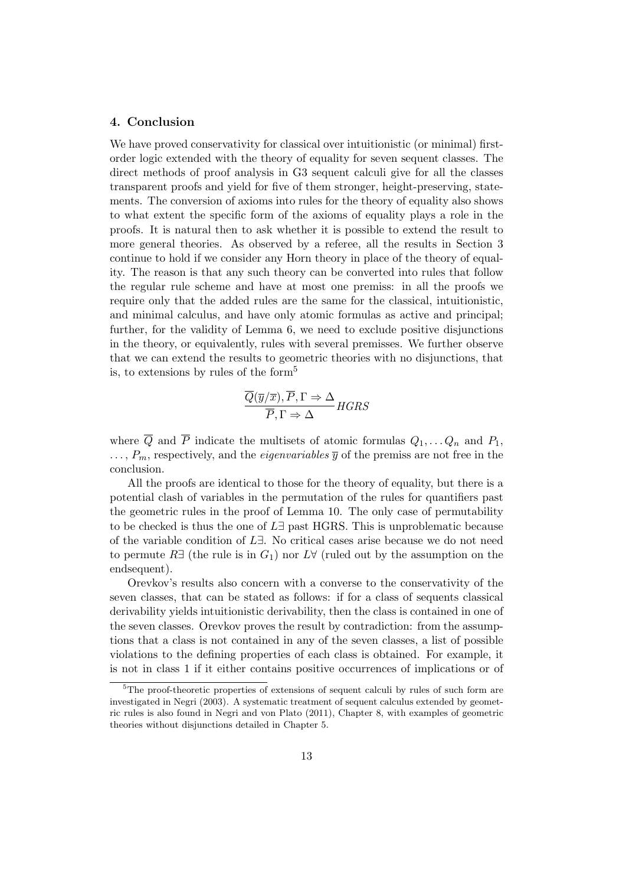## 4. Conclusion

We have proved conservativity for classical over intuitionistic (or minimal) first-order logic extended with the theory of equality for seven sequent classes. The direct methods of proof analysis in G3 sequent calculi give for all the classes transparent proofs and yield for five of them stronger, height-preserving, statements. The conversion of axioms into rules for the theory of equality also shows to what extent the specific form of the axioms of equality plays a role in the proofs. It is natural then to ask whether it is possible to extend the result to more general theories. As observed by a referee, all the results in Section 3 continue to hold if we consider any Horn theory in place of the theory of equality. The reason is that any such theory can be converted into rules that follow the regular rule scheme and have at most one premiss: in all the proofs we require only that the added rules are the same for the classical, intuitionistic, and minimal calculus, and have only atomic formulas as active and principal; further, for the validity of Lemma 6, we need to exclude positive disjunctions in the theory, or equivalently, rules with several premisses. We further observe that we can extend the results to geometric theories with no disjunctions, that is, to extensions by rules of the form[5]

$$\frac{\overline{Q}(\overline{y}/\overline{x}), \overline{P}, \Gamma \Rightarrow \Delta}{\overline{P}, \Gamma \Rightarrow \Delta} HGRS$$

where $\overline{Q}$ and $\overline{P}$ indicate the multisets of atomic formulas $Q_1, \dots Q_n$ and $P_1$, $\dots$, $P_m$, respectively, and the *eigenvariables* $\overline{y}$ of the premiss are not free in the conclusion.

All the proofs are identical to those for the theory of equality, but there is a potential clash of variables in the permutation of the rules for quantifiers past the geometric rules in the proof of Lemma 10. The only case of permutability to be checked is thus the one of $L\exists$ past HGRS. This is unproblematic because of the variable condition of $L\exists$. No critical cases arise because we do not need to permute $R\exists$ (the rule is in $G_1$) nor $L\forall$ (ruled out by the assumption on the endsequent).

Orevkov's results also concern with a converse to the conservativity of the seven classes, that can be stated as follows: if for a class of sequents classical derivability yields intuitionistic derivability, then the class is contained in one of the seven classes. Orevkov proves the result by contradiction: from the assumptions that a class is not contained in any of the seven classes, a list of possible violations to the defining properties of each class is obtained. For example, it is not in class 1 if it either contains positive occurrences of implications or of

[5] The proof-theoretic properties of extensions of sequent calculi by rules of such form are investigated in Negri (2003). A systematic treatment of sequent calculus extended by geometric rules is also found in Negri and von Plato (2011), Chapter 8, with examples of geometric theories without disjunctions detailed in Chapter 5.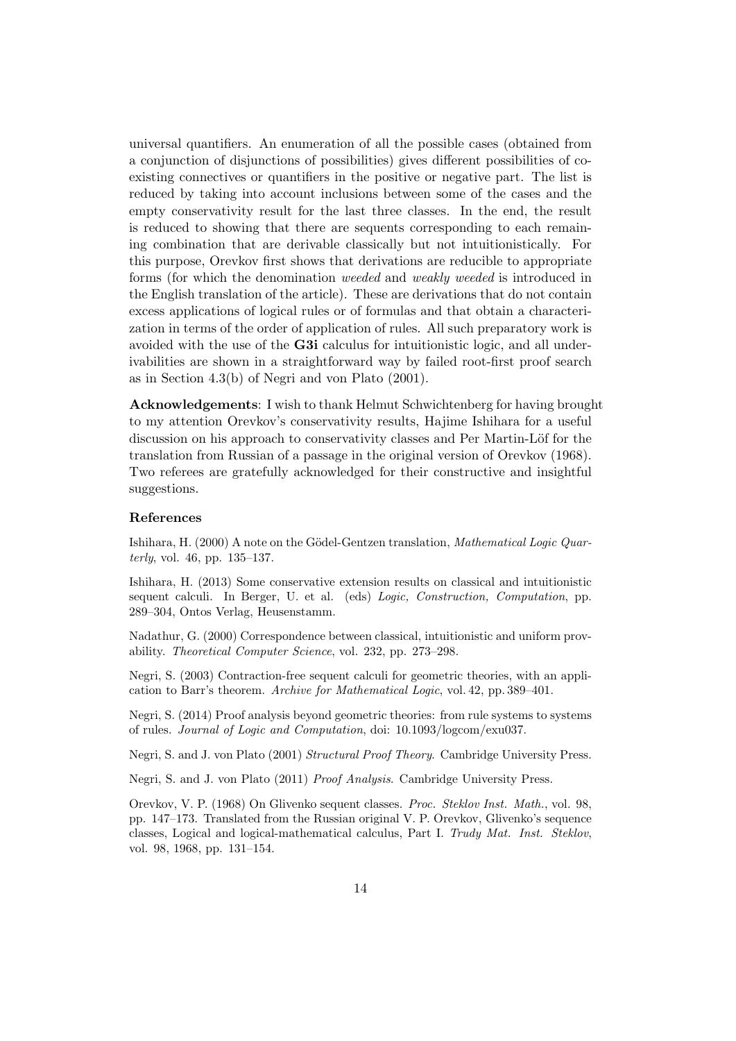universal quantifiers. An enumeration of all the possible cases (obtained from a conjunction of disjunctions of possibilities) gives different possibilities of coexisting connectives or quantifiers in the positive or negative part. The list is reduced by taking into account inclusions between some of the cases and the empty conservativity result for the last three classes. In the end, the result is reduced to showing that there are sequents corresponding to each remaining combination that are derivable classically but not intuitionistically. For this purpose, Orevkov first shows that derivations are reducible to appropriate forms (for which the denomination *weeded* and *weakly weeded* is introduced in the English translation of the article). These are derivations that do not contain excess applications of logical rules or of formulas and that obtain a characterization in terms of the order of application of rules. All such preparatory work is avoided with the use of the **G3i** calculus for intuitionistic logic, and all underivabilities are shown in a straightforward way by failed root-first proof search as in Section 4.3(b) of Negri and von Plato (2001).

**Acknowledgements**: I wish to thank Helmut Schwichtenberg for having brought to my attention Orevkov's conservativity results, Hajime Ishihara for a useful discussion on his approach to conservativity classes and Per Martin-Löf for the translation from Russian of a passage in the original version of Orevkov (1968). Two referees are gratefully acknowledged for their constructive and insightful suggestions.

### References

Ishihara, H. (2000) A note on the Gödel-Gentzen translation, *Mathematical Logic Quarterly*, vol. 46, pp. 135–137.

Ishihara, H. (2013) Some conservative extension results on classical and intuitionistic sequent calculi. In Berger, U. et al. (eds) *Logic, Construction, Computation*, pp. 289–304, Ontos Verlag, Heusenstamm.

Nadathur, G. (2000) Correspondence between classical, intuitionistic and uniform provability. *Theoretical Computer Science*, vol. 232, pp. 273–298.

Negri, S. (2003) Contraction-free sequent calculi for geometric theories, with an application to Barr's theorem. *Archive for Mathematical Logic*, vol. 42, pp. 389–401.

Negri, S. (2014) Proof analysis beyond geometric theories: from rule systems to systems of rules. *Journal of Logic and Computation*, doi: 10.1093/logcom/exu037.

Negri, S. and J. von Plato (2001) *Structural Proof Theory*. Cambridge University Press.

Negri, S. and J. von Plato (2011) *Proof Analysis*. Cambridge University Press.

Orevkov, V. P. (1968) On Glivenko sequent classes. *Proc. Steklov Inst. Math.*, vol. 98, pp. 147–173. Translated from the Russian original V. P. Orevkov, Glivenko's sequence classes, Logical and logical-mathematical calculus, Part I. *Trudy Mat. Inst. Steklov*, vol. 98, 1968, pp. 131–154.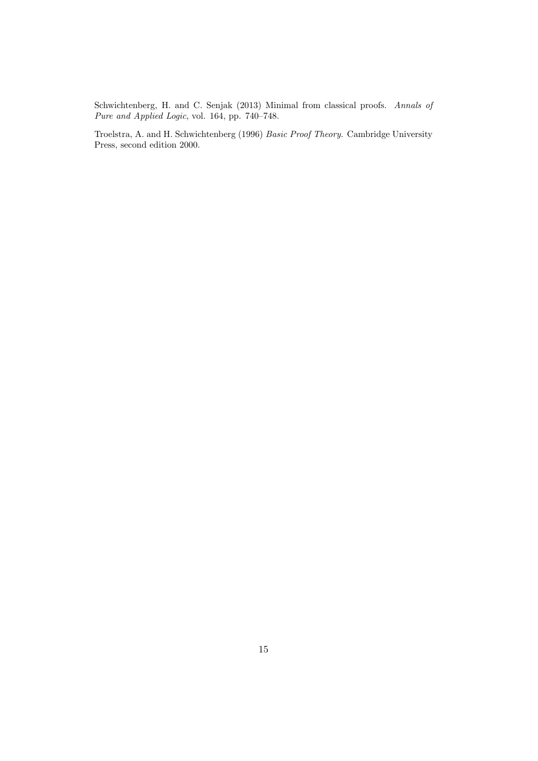Schwichtenberg, H. and C. Senjak (2013) Minimal from classical proofs. *Annals of Pure and Applied Logic*, vol. 164, pp. 740–748.

Troelstra, A. and H. Schwichtenberg (1996) *Basic Proof Theory*. Cambridge University Press, second edition 2000.